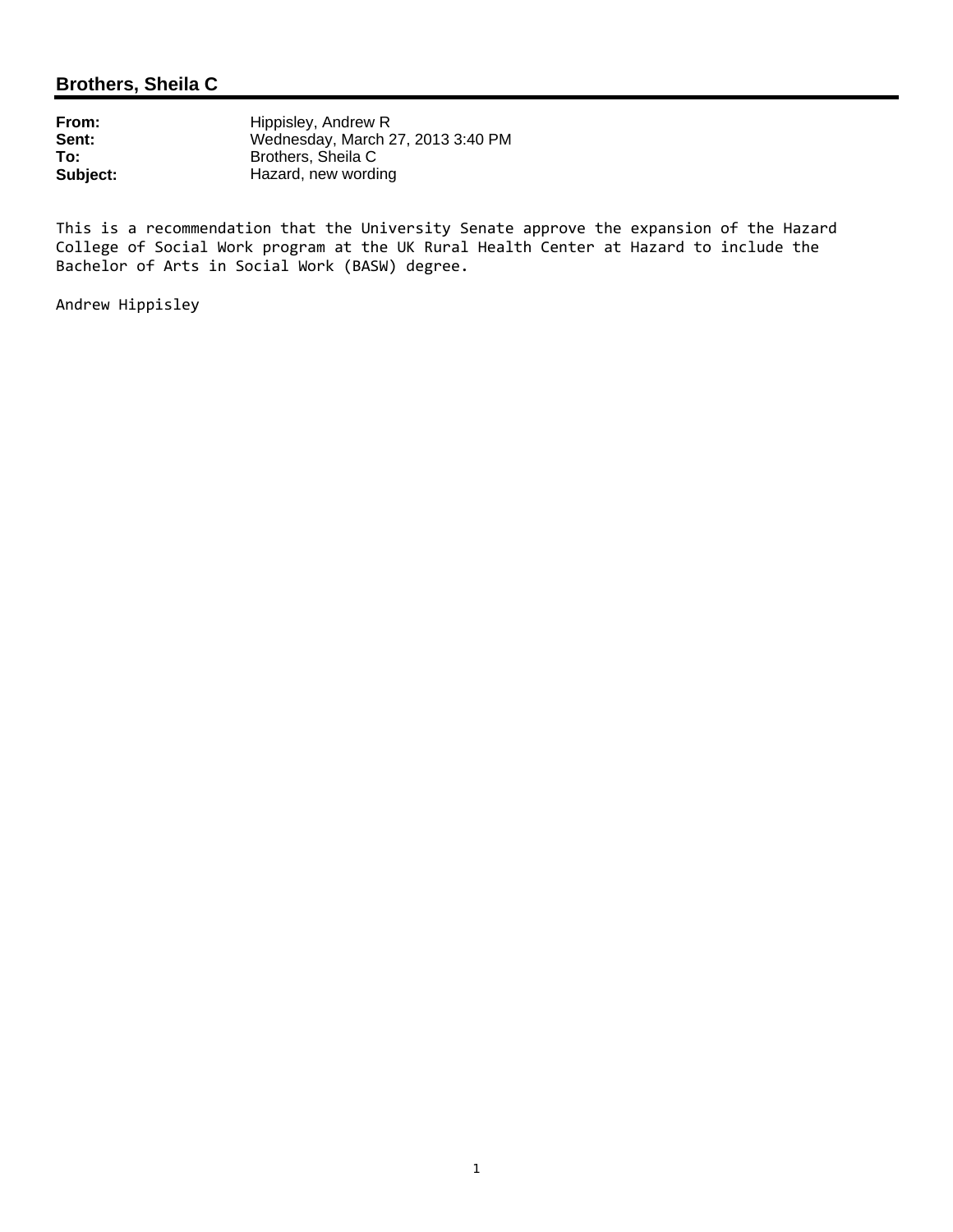## Brothers, Sheila C

**From:** Hippisley, Andrew R
**Sent:** Wednesday, March 27, 2013 3:40 PM
**To:** Brothers, Sheila C
**Subject:** Hazard, new wording

This is a recommendation that the University Senate approve the expansion of the Hazard College of Social Work program at the UK Rural Health Center at Hazard to include the Bachelor of Arts in Social Work (BASW) degree.

Andrew Hippisley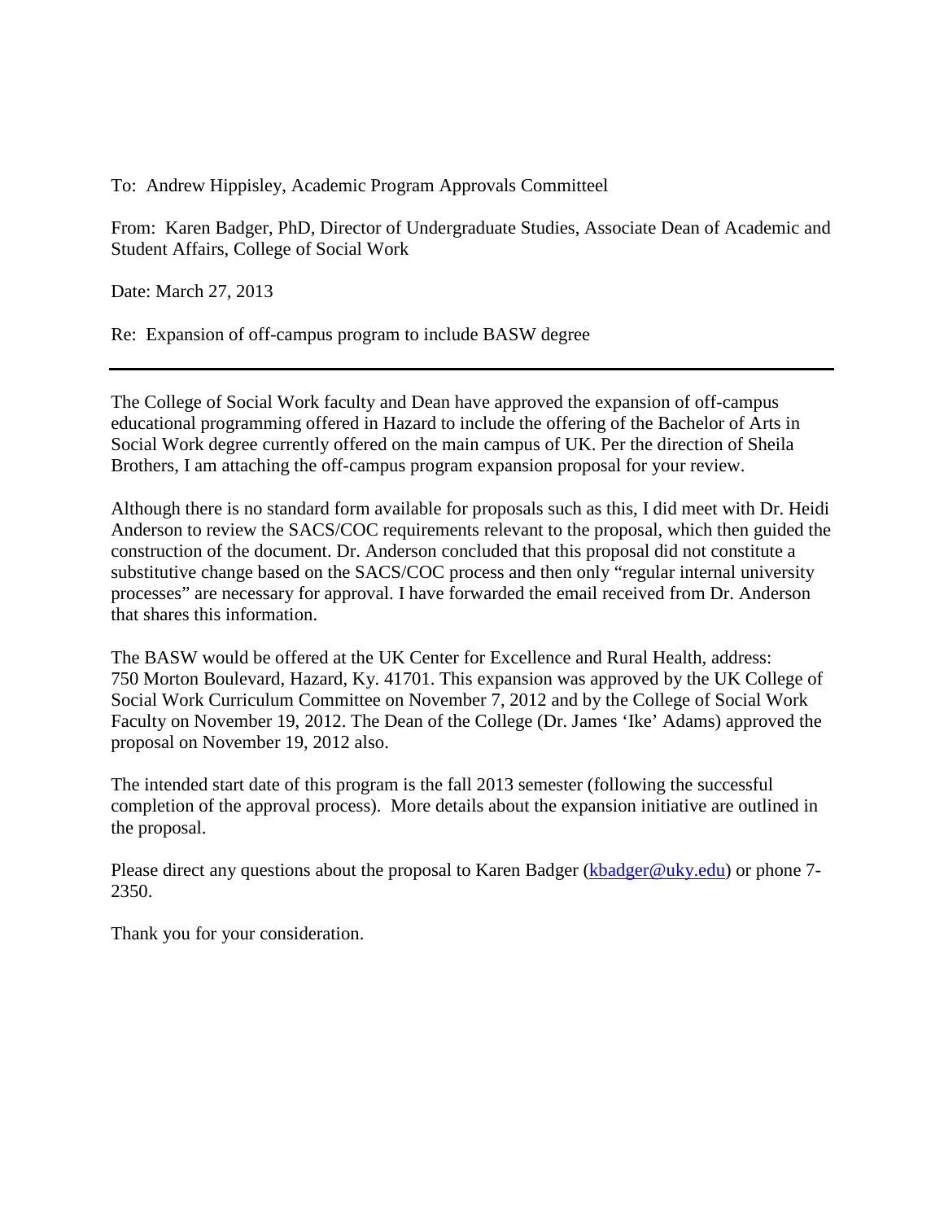To: Andrew Hippisley, Academic Program Approvals Committeel

From: Karen Badger, PhD, Director of Undergraduate Studies, Associate Dean of Academic and Student Affairs, College of Social Work

Date: March 27, 2013

Re: Expansion of off-campus program to include BASW degree

---

The College of Social Work faculty and Dean have approved the expansion of off-campus educational programming offered in Hazard to include the offering of the Bachelor of Arts in Social Work degree currently offered on the main campus of UK. Per the direction of Sheila Brothers, I am attaching the off-campus program expansion proposal for your review.

Although there is no standard form available for proposals such as this, I did meet with Dr. Heidi Anderson to review the SACS/COC requirements relevant to the proposal, which then guided the construction of the document. Dr. Anderson concluded that this proposal did not constitute a substitutive change based on the SACS/COC process and then only "regular internal university processes" are necessary for approval. I have forwarded the email received from Dr. Anderson that shares this information.

The BASW would be offered at the UK Center for Excellence and Rural Health, address: 750 Morton Boulevard, Hazard, Ky. 41701. This expansion was approved by the UK College of Social Work Curriculum Committee on November 7, 2012 and by the College of Social Work Faculty on November 19, 2012. The Dean of the College (Dr. James 'Ike' Adams) approved the proposal on November 19, 2012 also.

The intended start date of this program is the fall 2013 semester (following the successful completion of the approval process). More details about the expansion initiative are outlined in the proposal.

Please direct any questions about the proposal to Karen Badger (kbadger@uky.edu) or phone 7-2350.

Thank you for your consideration.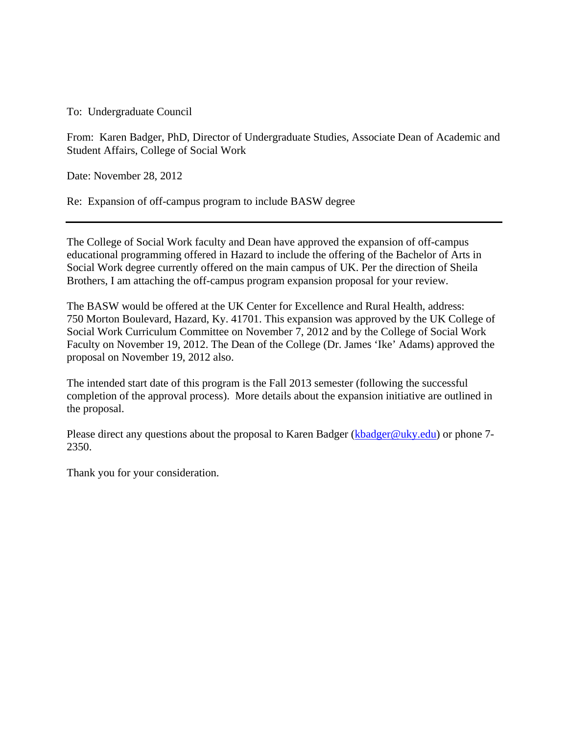To: Undergraduate Council

From: Karen Badger, PhD, Director of Undergraduate Studies, Associate Dean of Academic and Student Affairs, College of Social Work

Date: November 28, 2012

Re: Expansion of off-campus program to include BASW degree

---

The College of Social Work faculty and Dean have approved the expansion of off-campus educational programming offered in Hazard to include the offering of the Bachelor of Arts in Social Work degree currently offered on the main campus of UK. Per the direction of Sheila Brothers, I am attaching the off-campus program expansion proposal for your review.

The BASW would be offered at the UK Center for Excellence and Rural Health, address: 750 Morton Boulevard, Hazard, Ky. 41701. This expansion was approved by the UK College of Social Work Curriculum Committee on November 7, 2012 and by the College of Social Work Faculty on November 19, 2012. The Dean of the College (Dr. James 'Ike' Adams) approved the proposal on November 19, 2012 also.

The intended start date of this program is the Fall 2013 semester (following the successful completion of the approval process). More details about the expansion initiative are outlined in the proposal.

Please direct any questions about the proposal to Karen Badger (kbadger@uky.edu) or phone 7-2350.

Thank you for your consideration.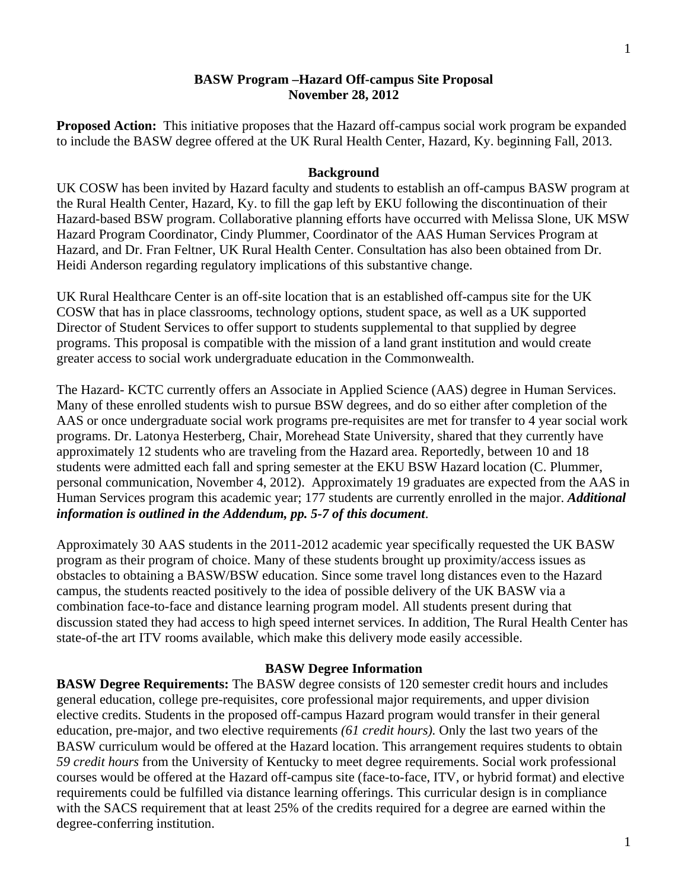**BASW Program –Hazard Off-campus Site Proposal**
**November 28, 2012**

**Proposed Action:** This initiative proposes that the Hazard off-campus social work program be expanded to include the BASW degree offered at the UK Rural Health Center, Hazard, Ky. beginning Fall, 2013.

## Background

UK COSW has been invited by Hazard faculty and students to establish an off-campus BASW program at the Rural Health Center, Hazard, Ky. to fill the gap left by EKU following the discontinuation of their Hazard-based BSW program. Collaborative planning efforts have occurred with Melissa Slone, UK MSW Hazard Program Coordinator, Cindy Plummer, Coordinator of the AAS Human Services Program at Hazard, and Dr. Fran Feltner, UK Rural Health Center. Consultation has also been obtained from Dr. Heidi Anderson regarding regulatory implications of this substantive change.

UK Rural Healthcare Center is an off-site location that is an established off-campus site for the UK COSW that has in place classrooms, technology options, student space, as well as a UK supported Director of Student Services to offer support to students supplemental to that supplied by degree programs. This proposal is compatible with the mission of a land grant institution and would create greater access to social work undergraduate education in the Commonwealth.

The Hazard- KCTC currently offers an Associate in Applied Science (AAS) degree in Human Services. Many of these enrolled students wish to pursue BSW degrees, and do so either after completion of the AAS or once undergraduate social work programs pre-requisites are met for transfer to 4 year social work programs. Dr. Latonya Hesterberg, Chair, Morehead State University, shared that they currently have approximately 12 students who are traveling from the Hazard area. Reportedly, between 10 and 18 students were admitted each fall and spring semester at the EKU BSW Hazard location (C. Plummer, personal communication, November 4, 2012). Approximately 19 graduates are expected from the AAS in Human Services program this academic year; 177 students are currently enrolled in the major. ***Additional information is outlined in the Addendum, pp. 5-7 of this document***.

Approximately 30 AAS students in the 2011-2012 academic year specifically requested the UK BASW program as their program of choice. Many of these students brought up proximity/access issues as obstacles to obtaining a BASW/BSW education. Since some travel long distances even to the Hazard campus, the students reacted positively to the idea of possible delivery of the UK BASW via a combination face-to-face and distance learning program model. All students present during that discussion stated they had access to high speed internet services. In addition, The Rural Health Center has state-of-the art ITV rooms available, which make this delivery mode easily accessible.

## BASW Degree Information

**BASW Degree Requirements:** The BASW degree consists of 120 semester credit hours and includes general education, college pre-requisites, core professional major requirements, and upper division elective credits. Students in the proposed off-campus Hazard program would transfer in their general education, pre-major, and two elective requirements *(61 credit hours).* Only the last two years of the BASW curriculum would be offered at the Hazard location. This arrangement requires students to obtain *59 credit hours* from the University of Kentucky to meet degree requirements. Social work professional courses would be offered at the Hazard off-campus site (face-to-face, ITV, or hybrid format) and elective requirements could be fulfilled via distance learning offerings. This curricular design is in compliance with the SACS requirement that at least 25% of the credits required for a degree are earned within the degree-conferring institution.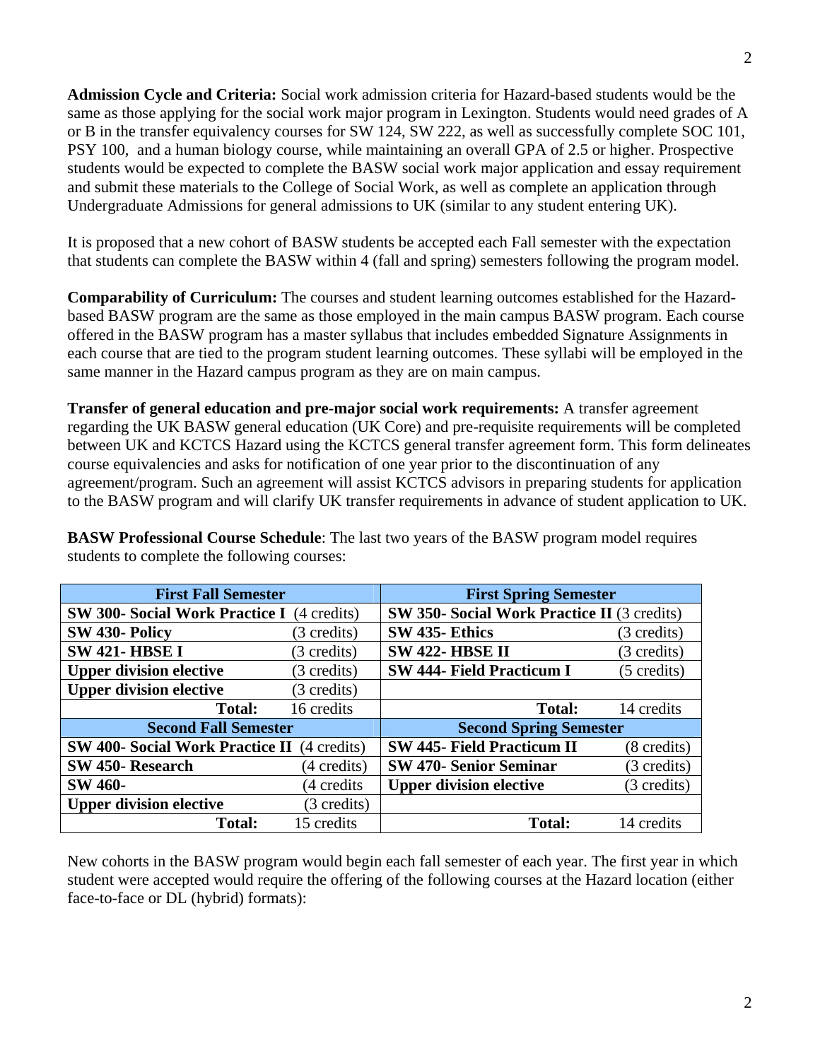**Admission Cycle and Criteria:** Social work admission criteria for Hazard-based students would be the same as those applying for the social work major program in Lexington. Students would need grades of A or B in the transfer equivalency courses for SW 124, SW 222, as well as successfully complete SOC 101, PSY 100, and a human biology course, while maintaining an overall GPA of 2.5 or higher. Prospective students would be expected to complete the BASW social work major application and essay requirement and submit these materials to the College of Social Work, as well as complete an application through Undergraduate Admissions for general admissions to UK (similar to any student entering UK).

It is proposed that a new cohort of BASW students be accepted each Fall semester with the expectation that students can complete the BASW within 4 (fall and spring) semesters following the program model.

**Comparability of Curriculum:** The courses and student learning outcomes established for the Hazard-based BASW program are the same as those employed in the main campus BASW program. Each course offered in the BASW program has a master syllabus that includes embedded Signature Assignments in each course that are tied to the program student learning outcomes. These syllabi will be employed in the same manner in the Hazard campus program as they are on main campus.

**Transfer of general education and pre-major social work requirements:** A transfer agreement regarding the UK BASW general education (UK Core) and pre-requisite requirements will be completed between UK and KCTCS Hazard using the KCTCS general transfer agreement form. This form delineates course equivalencies and asks for notification of one year prior to the discontinuation of any agreement/program. Such an agreement will assist KCTCS advisors in preparing students for application to the BASW program and will clarify UK transfer requirements in advance of student application to UK.

**BASW Professional Course Schedule**: The last two years of the BASW program model requires students to complete the following courses:

| **First Fall Semester** | | **First Spring Semester** | |
|---|---|---|---|
| **SW 300- Social Work Practice I** | (4 credits) | **SW 350- Social Work Practice II** | (3 credits) |
| **SW 430- Policy** | (3 credits) | **SW 435- Ethics** | (3 credits) |
| **SW 421- HBSE I** | (3 credits) | **SW 422- HBSE II** | (3 credits) |
| **Upper division elective** | (3 credits) | **SW 444- Field Practicum I** | (5 credits) |
| **Upper division elective** | (3 credits) | | |
| **Total:** | 16 credits | **Total:** | 14 credits |
| **Second Fall Semester** | | **Second Spring Semester** | |
| **SW 400- Social Work Practice II** | (4 credits) | **SW 445- Field Practicum II** | (8 credits) |
| **SW 450- Research** | (4 credits) | **SW 470- Senior Seminar** | (3 credits) |
| **SW 460-** | (4 credits | **Upper division elective** | (3 credits) |
| **Upper division elective** | (3 credits) | | |
| **Total:** | 15 credits | **Total:** | 14 credits |

New cohorts in the BASW program would begin each fall semester of each year. The first year in which student were accepted would require the offering of the following courses at the Hazard location (either face-to-face or DL (hybrid) formats):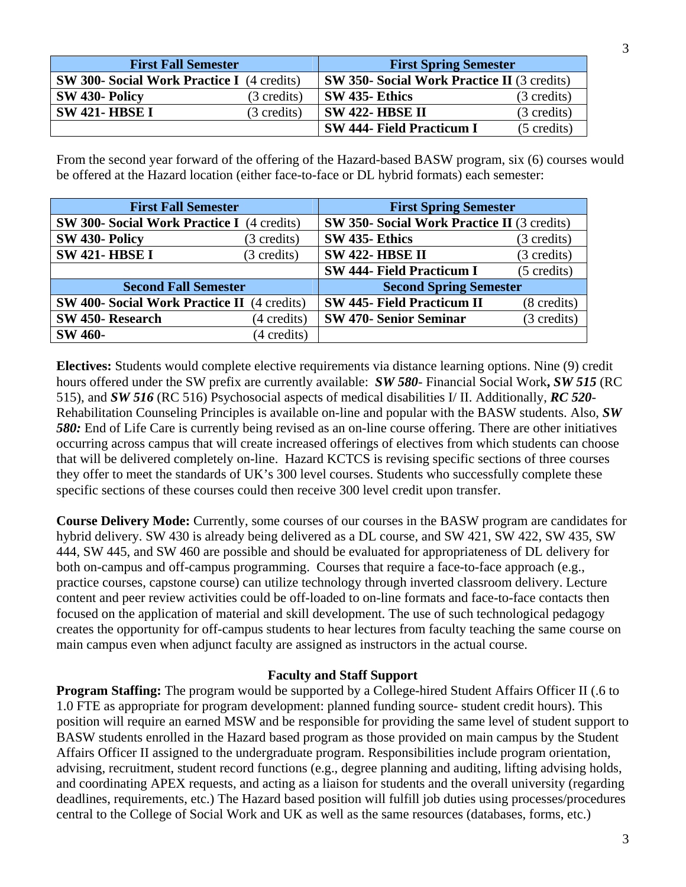| First Fall Semester | | First Spring Semester | |
|---|---|---|---|
| **SW 300- Social Work Practice I** | (4 credits) | **SW 350- Social Work Practice II** | (3 credits) |
| **SW 430- Policy** | (3 credits) | **SW 435- Ethics** | (3 credits) |
| **SW 421- HBSE I** | (3 credits) | **SW 422- HBSE II** | (3 credits) |
| | | **SW 444- Field Practicum I** | (5 credits) |

From the second year forward of the offering of the Hazard-based BASW program, six (6) courses would be offered at the Hazard location (either face-to-face or DL hybrid formats) each semester:

| First Fall Semester | | First Spring Semester | |
|---|---|---|---|
| **SW 300- Social Work Practice I** | (4 credits) | **SW 350- Social Work Practice II** | (3 credits) |
| **SW 430- Policy** | (3 credits) | **SW 435- Ethics** | (3 credits) |
| **SW 421- HBSE I** | (3 credits) | **SW 422- HBSE II** | (3 credits) |
| | | **SW 444- Field Practicum I** | (5 credits) |
| **Second Fall Semester** | | **Second Spring Semester** | |
| **SW 400- Social Work Practice II** | (4 credits) | **SW 445- Field Practicum II** | (8 credits) |
| **SW 450- Research** | (4 credits) | **SW 470- Senior Seminar** | (3 credits) |
| **SW 460-** | (4 credits) | | |

**Electives:** Students would complete elective requirements via distance learning options. Nine (9) credit hours offered under the SW prefix are currently available: ***SW 580***- Financial Social Work***, SW 515*** (RC 515), and ***SW 516*** (RC 516) Psychosocial aspects of medical disabilities I/ II. Additionally, ***RC 520***- Rehabilitation Counseling Principles is available on-line and popular with the BASW students. Also, ***SW 580:*** End of Life Care is currently being revised as an on-line course offering. There are other initiatives occurring across campus that will create increased offerings of electives from which students can choose that will be delivered completely on-line. Hazard KCTCS is revising specific sections of three courses they offer to meet the standards of UK's 300 level courses. Students who successfully complete these specific sections of these courses could then receive 300 level credit upon transfer.

**Course Delivery Mode:** Currently, some courses of our courses in the BASW program are candidates for hybrid delivery. SW 430 is already being delivered as a DL course, and SW 421, SW 422, SW 435, SW 444, SW 445, and SW 460 are possible and should be evaluated for appropriateness of DL delivery for both on-campus and off-campus programming. Courses that require a face-to-face approach (e.g., practice courses, capstone course) can utilize technology through inverted classroom delivery. Lecture content and peer review activities could be off-loaded to on-line formats and face-to-face contacts then focused on the application of material and skill development. The use of such technological pedagogy creates the opportunity for off-campus students to hear lectures from faculty teaching the same course on main campus even when adjunct faculty are assigned as instructors in the actual course.

## Faculty and Staff Support

**Program Staffing:** The program would be supported by a College-hired Student Affairs Officer II (.6 to 1.0 FTE as appropriate for program development: planned funding source- student credit hours). This position will require an earned MSW and be responsible for providing the same level of student support to BASW students enrolled in the Hazard based program as those provided on main campus by the Student Affairs Officer II assigned to the undergraduate program. Responsibilities include program orientation, advising, recruitment, student record functions (e.g., degree planning and auditing, lifting advising holds, and coordinating APEX requests, and acting as a liaison for students and the overall university (regarding deadlines, requirements, etc.) The Hazard based position will fulfill job duties using processes/procedures central to the College of Social Work and UK as well as the same resources (databases, forms, etc.)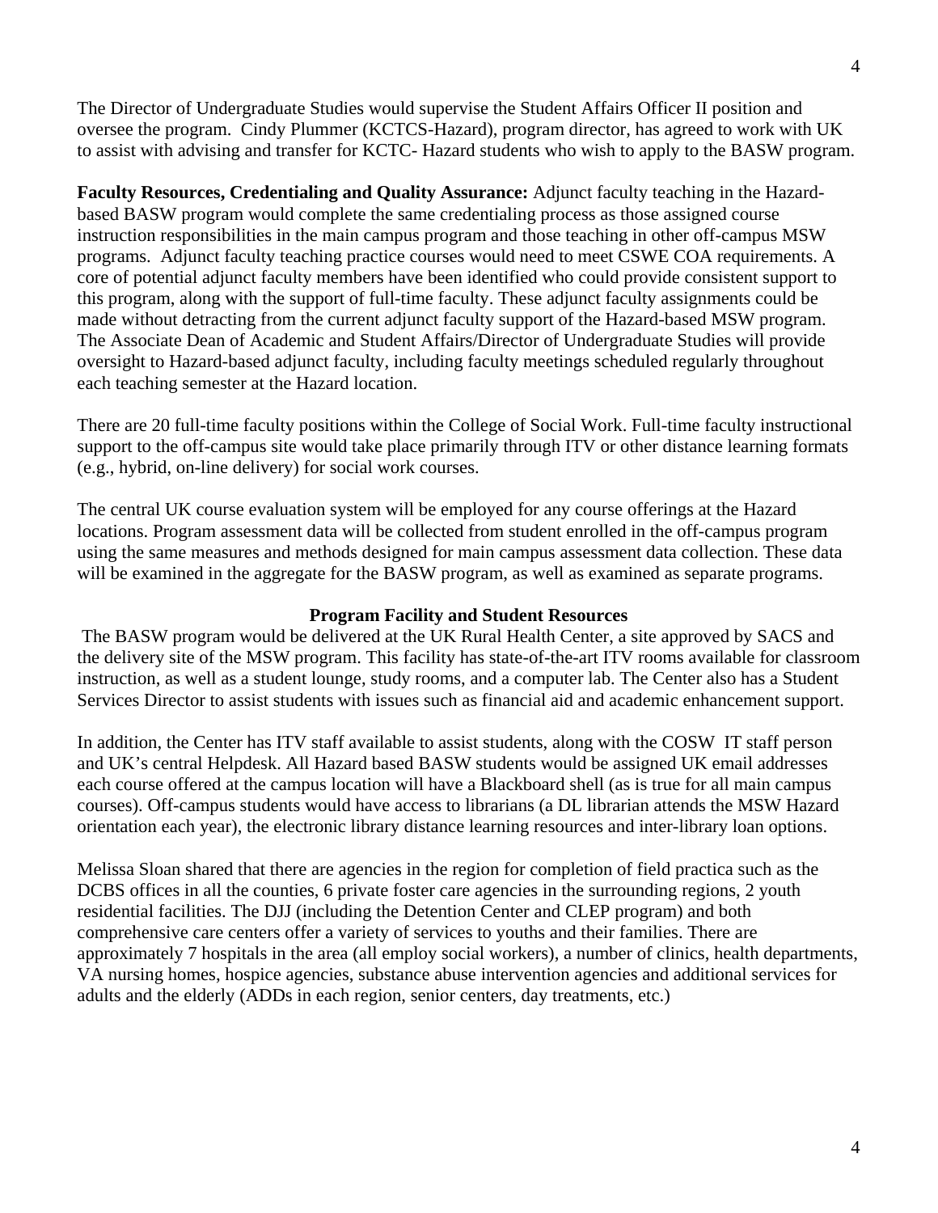The Director of Undergraduate Studies would supervise the Student Affairs Officer II position and oversee the program. Cindy Plummer (KCTCS-Hazard), program director, has agreed to work with UK to assist with advising and transfer for KCTC- Hazard students who wish to apply to the BASW program.

**Faculty Resources, Credentialing and Quality Assurance:** Adjunct faculty teaching in the Hazard-based BASW program would complete the same credentialing process as those assigned course instruction responsibilities in the main campus program and those teaching in other off-campus MSW programs. Adjunct faculty teaching practice courses would need to meet CSWE COA requirements. A core of potential adjunct faculty members have been identified who could provide consistent support to this program, along with the support of full-time faculty. These adjunct faculty assignments could be made without detracting from the current adjunct faculty support of the Hazard-based MSW program. The Associate Dean of Academic and Student Affairs/Director of Undergraduate Studies will provide oversight to Hazard-based adjunct faculty, including faculty meetings scheduled regularly throughout each teaching semester at the Hazard location.

There are 20 full-time faculty positions within the College of Social Work. Full-time faculty instructional support to the off-campus site would take place primarily through ITV or other distance learning formats (e.g., hybrid, on-line delivery) for social work courses.

The central UK course evaluation system will be employed for any course offerings at the Hazard locations. Program assessment data will be collected from student enrolled in the off-campus program using the same measures and methods designed for main campus assessment data collection. These data will be examined in the aggregate for the BASW program, as well as examined as separate programs.

## Program Facility and Student Resources

The BASW program would be delivered at the UK Rural Health Center, a site approved by SACS and the delivery site of the MSW program. This facility has state-of-the-art ITV rooms available for classroom instruction, as well as a student lounge, study rooms, and a computer lab. The Center also has a Student Services Director to assist students with issues such as financial aid and academic enhancement support.

In addition, the Center has ITV staff available to assist students, along with the COSW IT staff person and UK's central Helpdesk. All Hazard based BASW students would be assigned UK email addresses each course offered at the campus location will have a Blackboard shell (as is true for all main campus courses). Off-campus students would have access to librarians (a DL librarian attends the MSW Hazard orientation each year), the electronic library distance learning resources and inter-library loan options.

Melissa Sloan shared that there are agencies in the region for completion of field practica such as the DCBS offices in all the counties, 6 private foster care agencies in the surrounding regions, 2 youth residential facilities. The DJJ (including the Detention Center and CLEP program) and both comprehensive care centers offer a variety of services to youths and their families. There are approximately 7 hospitals in the area (all employ social workers), a number of clinics, health departments, VA nursing homes, hospice agencies, substance abuse intervention agencies and additional services for adults and the elderly (ADDs in each region, senior centers, day treatments, etc.)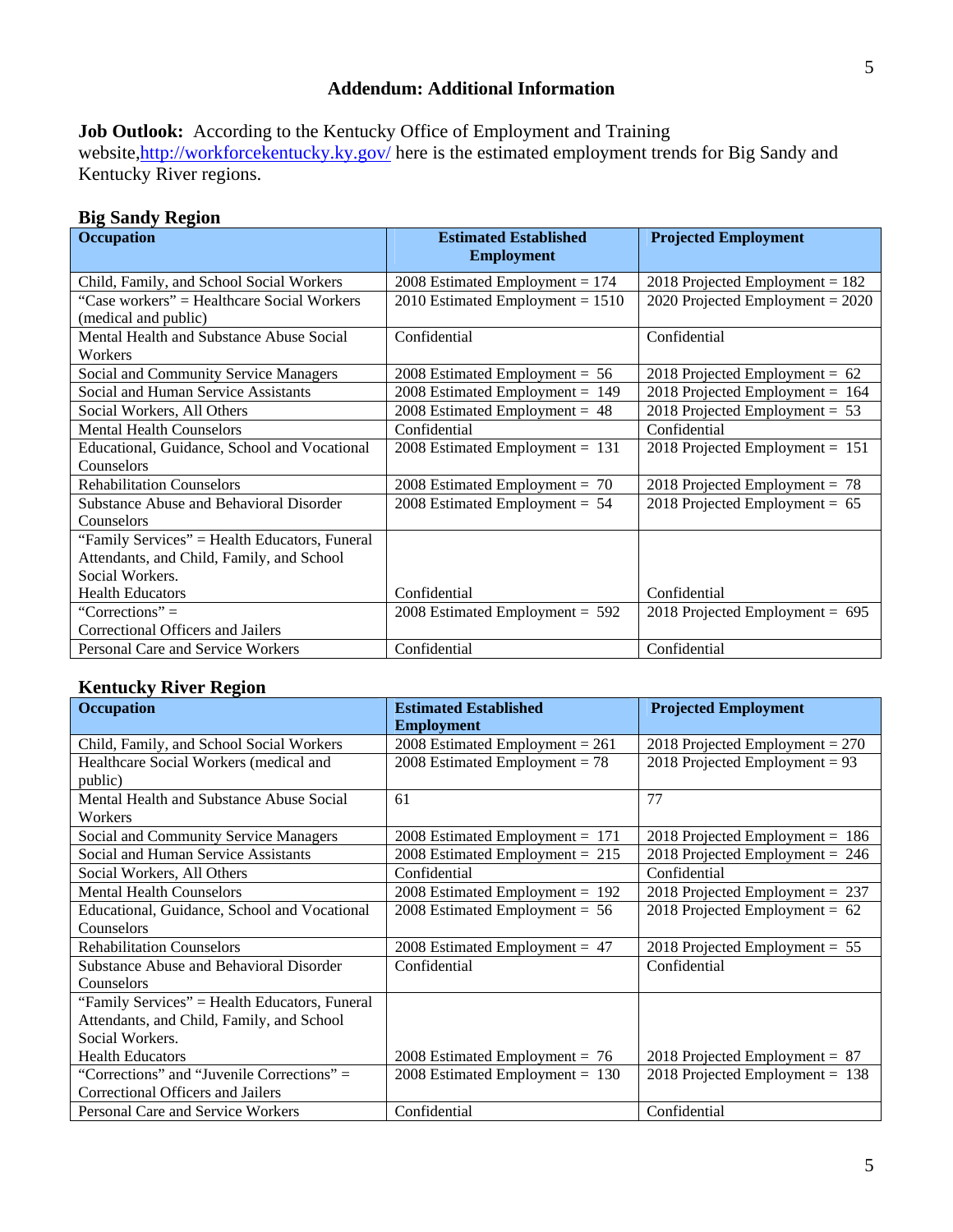## Addendum: Additional Information

**Job Outlook:** According to the Kentucky Office of Employment and Training website,[http://workforcekentucky.ky.gov/](http://workforcekentucky.ky.gov/) here is the estimated employment trends for Big Sandy and Kentucky River regions.

### Big Sandy Region

| Occupation | Estimated Established Employment | Projected Employment |
|---|---|---|
| Child, Family, and School Social Workers | 2008 Estimated Employment = 174 | 2018 Projected Employment = 182 |
| "Case workers" = Healthcare Social Workers (medical and public) | 2010 Estimated Employment = 1510 | 2020 Projected Employment = 2020 |
| Mental Health and Substance Abuse Social Workers | Confidential | Confidential |
| Social and Community Service Managers | 2008 Estimated Employment = 56 | 2018 Projected Employment = 62 |
| Social and Human Service Assistants | 2008 Estimated Employment = 149 | 2018 Projected Employment = 164 |
| Social Workers, All Others | 2008 Estimated Employment = 48 | 2018 Projected Employment = 53 |
| Mental Health Counselors | Confidential | Confidential |
| Educational, Guidance, School and Vocational Counselors | 2008 Estimated Employment = 131 | 2018 Projected Employment = 151 |
| Rehabilitation Counselors | 2008 Estimated Employment = 70 | 2018 Projected Employment = 78 |
| Substance Abuse and Behavioral Disorder Counselors | 2008 Estimated Employment = 54 | 2018 Projected Employment = 65 |
| "Family Services" = Health Educators, Funeral Attendants, and Child, Family, and School Social Workers. Health Educators | Confidential | Confidential |
| "Corrections" = Correctional Officers and Jailers | 2008 Estimated Employment = 592 | 2018 Projected Employment = 695 |
| Personal Care and Service Workers | Confidential | Confidential |

### Kentucky River Region

| Occupation | Estimated Established Employment | Projected Employment |
|---|---|---|
| Child, Family, and School Social Workers | 2008 Estimated Employment = 261 | 2018 Projected Employment = 270 |
| Healthcare Social Workers (medical and public) | 2008 Estimated Employment = 78 | 2018 Projected Employment = 93 |
| Mental Health and Substance Abuse Social Workers | 61 | 77 |
| Social and Community Service Managers | 2008 Estimated Employment = 171 | 2018 Projected Employment = 186 |
| Social and Human Service Assistants | 2008 Estimated Employment = 215 | 2018 Projected Employment = 246 |
| Social Workers, All Others | Confidential | Confidential |
| Mental Health Counselors | 2008 Estimated Employment = 192 | 2018 Projected Employment = 237 |
| Educational, Guidance, School and Vocational Counselors | 2008 Estimated Employment = 56 | 2018 Projected Employment = 62 |
| Rehabilitation Counselors | 2008 Estimated Employment = 47 | 2018 Projected Employment = 55 |
| Substance Abuse and Behavioral Disorder Counselors | Confidential | Confidential |
| "Family Services" = Health Educators, Funeral Attendants, and Child, Family, and School Social Workers. Health Educators | 2008 Estimated Employment = 76 | 2018 Projected Employment = 87 |
| "Corrections" and "Juvenile Corrections" = Correctional Officers and Jailers | 2008 Estimated Employment = 130 | 2018 Projected Employment = 138 |
| Personal Care and Service Workers | Confidential | Confidential |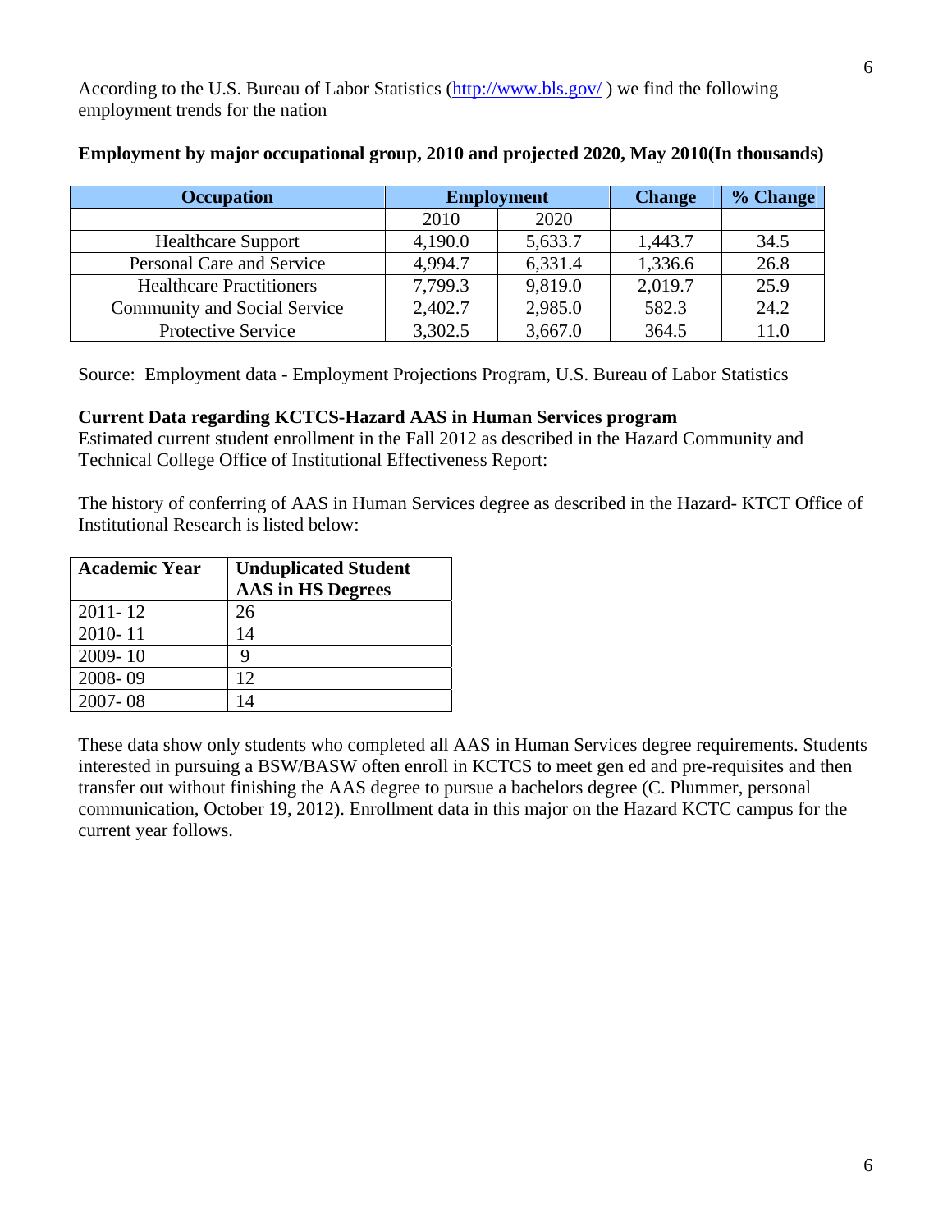According to the U.S. Bureau of Labor Statistics (http://www.bls.gov/ ) we find the following employment trends for the nation

**Employment by major occupational group, 2010 and projected 2020, May 2010(In thousands)**

| Occupation | Employment | | Change | % Change |
|---|---|---|---|---|
| | 2010 | 2020 | | |
| Healthcare Support | 4,190.0 | 5,633.7 | 1,443.7 | 34.5 |
| Personal Care and Service | 4,994.7 | 6,331.4 | 1,336.6 | 26.8 |
| Healthcare Practitioners | 7,799.3 | 9,819.0 | 2,019.7 | 25.9 |
| Community and Social Service | 2,402.7 | 2,985.0 | 582.3 | 24.2 |
| Protective Service | 3,302.5 | 3,667.0 | 364.5 | 11.0 |

Source: Employment data - Employment Projections Program, U.S. Bureau of Labor Statistics

**Current Data regarding KCTCS-Hazard AAS in Human Services program**
Estimated current student enrollment in the Fall 2012 as described in the Hazard Community and Technical College Office of Institutional Effectiveness Report:

The history of conferring of AAS in Human Services degree as described in the Hazard- KTCT Office of Institutional Research is listed below:

| Academic Year | Unduplicated Student AAS in HS Degrees |
|---|---|
| 2011- 12 | 26 |
| 2010- 11 | 14 |
| 2009- 10 | 9 |
| 2008- 09 | 12 |
| 2007- 08 | 14 |

These data show only students who completed all AAS in Human Services degree requirements. Students interested in pursuing a BSW/BASW often enroll in KCTCS to meet gen ed and pre-requisites and then transfer out without finishing the AAS degree to pursue a bachelors degree (C. Plummer, personal communication, October 19, 2012). Enrollment data in this major on the Hazard KCTC campus for the current year follows.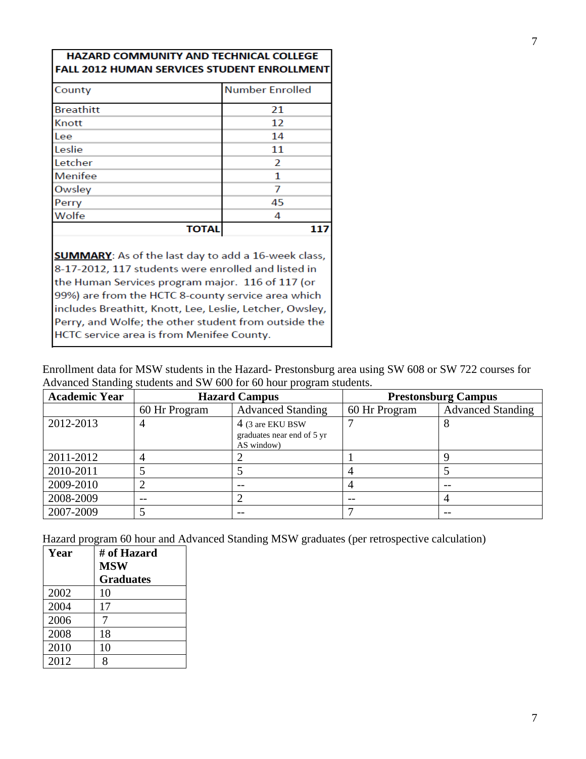| HAZARD COMMUNITY AND TECHNICAL COLLEGE FALL 2012 HUMAN SERVICES STUDENT ENROLLMENT | |
|---|---|
| County | Number Enrolled |
| Breathitt | 21 |
| Knott | 12 |
| Lee | 14 |
| Leslie | 11 |
| Letcher | 2 |
| Menifee | 1 |
| Owsley | 7 |
| Perry | 45 |
| Wolfe | 4 |
| **TOTAL** | **117** |

**SUMMARY**: As of the last day to add a 16-week class, 8-17-2012, 117 students were enrolled and listed in the Human Services program major. 116 of 117 (or 99%) are from the HCTC 8-county service area which includes Breathitt, Knott, Lee, Leslie, Letcher, Owsley, Perry, and Wolfe; the other student from outside the HCTC service area is from Menifee County.

Enrollment data for MSW students in the Hazard- Prestonsburg area using SW 608 or SW 722 courses for Advanced Standing students and SW 600 for 60 hour program students.

| Academic Year | Hazard Campus | | Prestonsburg Campus | |
|---|---|---|---|---|
| | 60 Hr Program | Advanced Standing | 60 Hr Program | Advanced Standing |
| 2012-2013 | 4 | 4 (3 are EKU BSW graduates near end of 5 yr AS window) | 7 | 8 |
| 2011-2012 | 4 | 2 | 1 | 9 |
| 2010-2011 | 5 | 5 | 4 | 5 |
| 2009-2010 | 2 | -- | 4 | -- |
| 2008-2009 | -- | 2 | -- | 4 |
| 2007-2009 | 5 | -- | 7 | -- |

Hazard program 60 hour and Advanced Standing MSW graduates (per retrospective calculation)

| Year | # of Hazard MSW Graduates |
|---|---|
| 2002 | 10 |
| 2004 | 17 |
| 2006 | 7 |
| 2008 | 18 |
| 2010 | 10 |
| 2012 | 8 |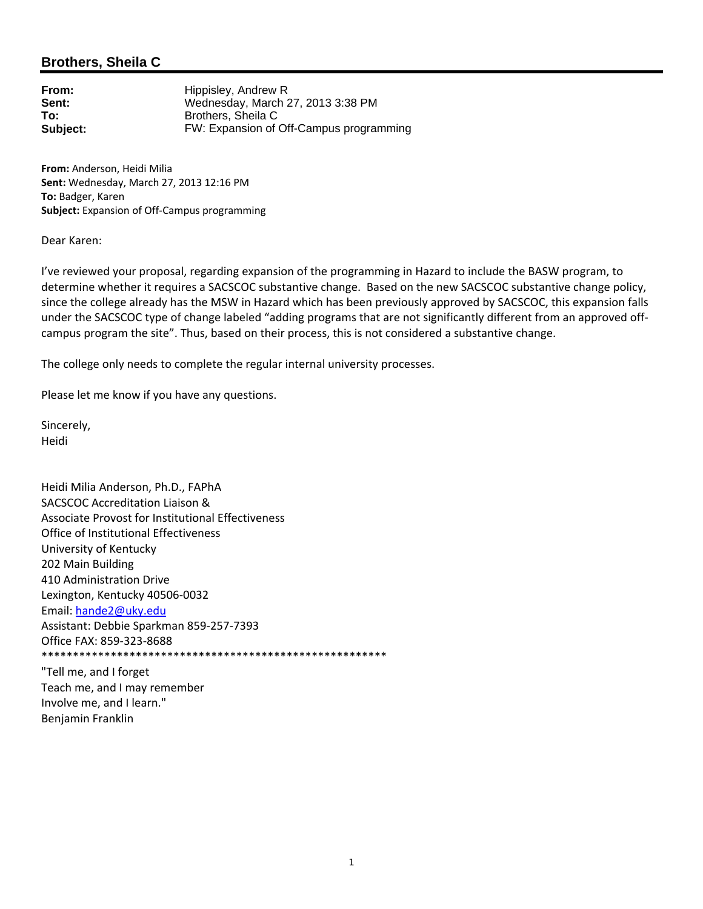# Brothers, Sheila C

**From:** Hippisley, Andrew R
**Sent:** Wednesday, March 27, 2013 3:38 PM
**To:** Brothers, Sheila C
**Subject:** FW: Expansion of Off-Campus programming

**From:** Anderson, Heidi Milia
**Sent:** Wednesday, March 27, 2013 12:16 PM
**To:** Badger, Karen
**Subject:** Expansion of Off-Campus programming

Dear Karen:

I've reviewed your proposal, regarding expansion of the programming in Hazard to include the BASW program, to determine whether it requires a SACSCOC substantive change. Based on the new SACSCOC substantive change policy, since the college already has the MSW in Hazard which has been previously approved by SACSCOC, this expansion falls under the SACSCOC type of change labeled "adding programs that are not significantly different from an approved off-campus program the site". Thus, based on their process, this is not considered a substantive change.

The college only needs to complete the regular internal university processes.

Please let me know if you have any questions.

Sincerely,
Heidi

Heidi Milia Anderson, Ph.D., FAPhA
SACSCOC Accreditation Liaison &
Associate Provost for Institutional Effectiveness
Office of Institutional Effectiveness
University of Kentucky
202 Main Building
410 Administration Drive
Lexington, Kentucky 40506-0032
Email: hande2@uky.edu
Assistant: Debbie Sparkman 859-257-7393
Office FAX: 859-323-8688
*******************************************************
"Tell me, and I forget
Teach me, and I may remember
Involve me, and I learn."
Benjamin Franklin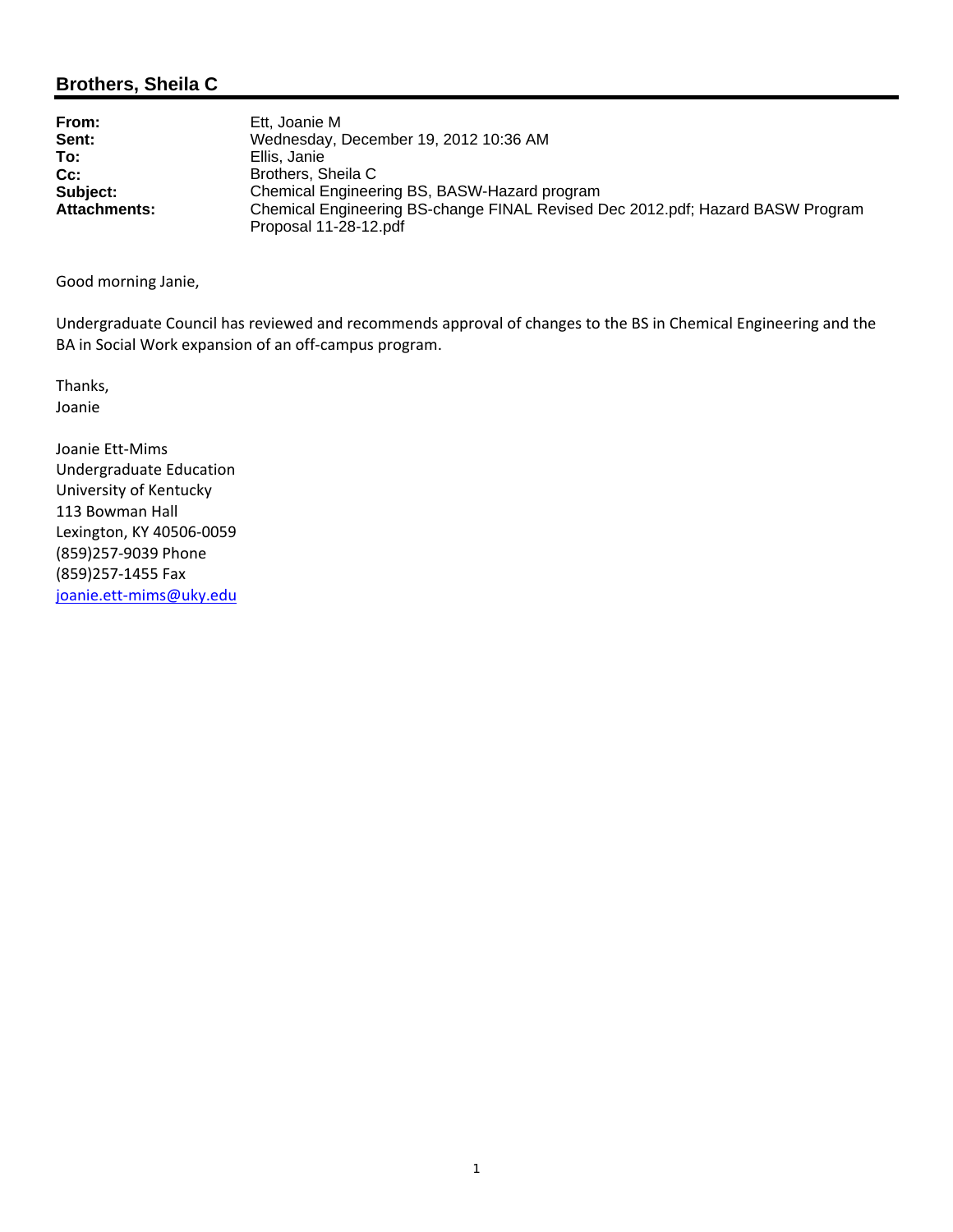## Brothers, Sheila C

| | |
|---|---|
| **From:** | Ett, Joanie M |
| **Sent:** | Wednesday, December 19, 2012 10:36 AM |
| **To:** | Ellis, Janie |
| **Cc:** | Brothers, Sheila C |
| **Subject:** | Chemical Engineering BS, BASW-Hazard program |
| **Attachments:** | Chemical Engineering BS-change FINAL Revised Dec 2012.pdf; Hazard BASW Program Proposal 11-28-12.pdf |

Good morning Janie,

Undergraduate Council has reviewed and recommends approval of changes to the BS in Chemical Engineering and the BA in Social Work expansion of an off-campus program.

Thanks,
Joanie

Joanie Ett-Mims
Undergraduate Education
University of Kentucky
113 Bowman Hall
Lexington, KY 40506-0059
(859)257-9039 Phone
(859)257-1455 Fax
joanie.ett-mims@uky.edu